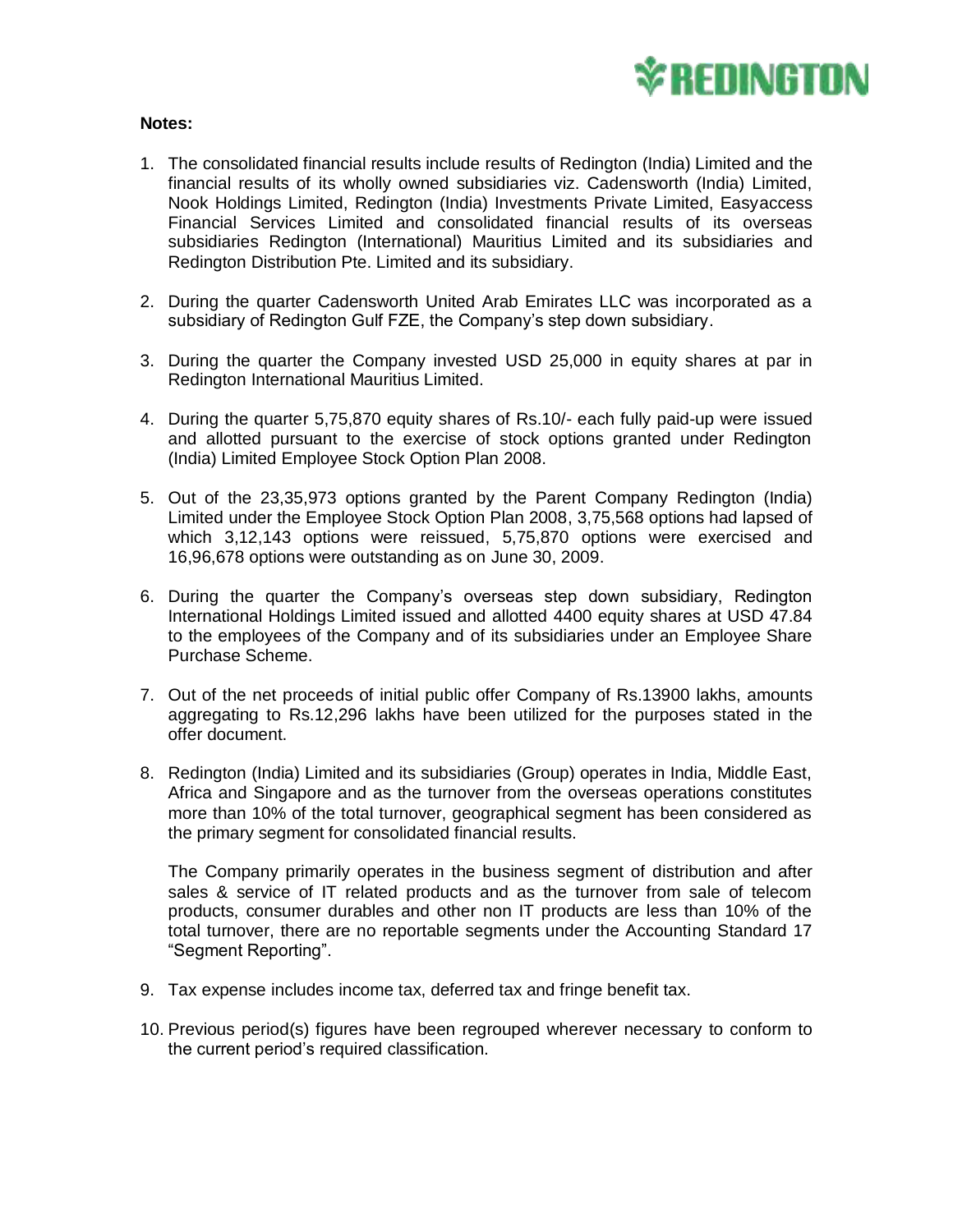**Notes:**

1. The consolidated financial results include results of Redington (India) Limited and the financial results of its wholly owned subsidiaries viz. Cadensworth (India) Limited, Nook Holdings Limited, Redington (India) Investments Private Limited, Easyaccess Financial Services Limited and consolidated financial results of its overseas subsidiaries Redington (International) Mauritius Limited and its subsidiaries and Redington Distribution Pte. Limited and its subsidiary.

2. During the quarter Cadensworth United Arab Emirates LLC was incorporated as a subsidiary of Redington Gulf FZE, the Company's step down subsidiary.

3. During the quarter the Company invested USD 25,000 in equity shares at par in Redington International Mauritius Limited.

4. During the quarter 5,75,870 equity shares of Rs.10/- each fully paid-up were issued and allotted pursuant to the exercise of stock options granted under Redington (India) Limited Employee Stock Option Plan 2008.

5. Out of the 23,35,973 options granted by the Parent Company Redington (India) Limited under the Employee Stock Option Plan 2008, 3,75,568 options had lapsed of which 3,12,143 options were reissued, 5,75,870 options were exercised and 16,96,678 options were outstanding as on June 30, 2009.

6. During the quarter the Company's overseas step down subsidiary, Redington International Holdings Limited issued and allotted 4400 equity shares at USD 47.84 to the employees of the Company and of its subsidiaries under an Employee Share Purchase Scheme.

7. Out of the net proceeds of initial public offer Company of Rs.13900 lakhs, amounts aggregating to Rs.12,296 lakhs have been utilized for the purposes stated in the offer document.

8. Redington (India) Limited and its subsidiaries (Group) operates in India, Middle East, Africa and Singapore and as the turnover from the overseas operations constitutes more than 10% of the total turnover, geographical segment has been considered as the primary segment for consolidated financial results.

   The Company primarily operates in the business segment of distribution and after sales & service of IT related products and as the turnover from sale of telecom products, consumer durables and other non IT products are less than 10% of the total turnover, there are no reportable segments under the Accounting Standard 17 "Segment Reporting".

9. Tax expense includes income tax, deferred tax and fringe benefit tax.

10. Previous period(s) figures have been regrouped wherever necessary to conform to the current period's required classification.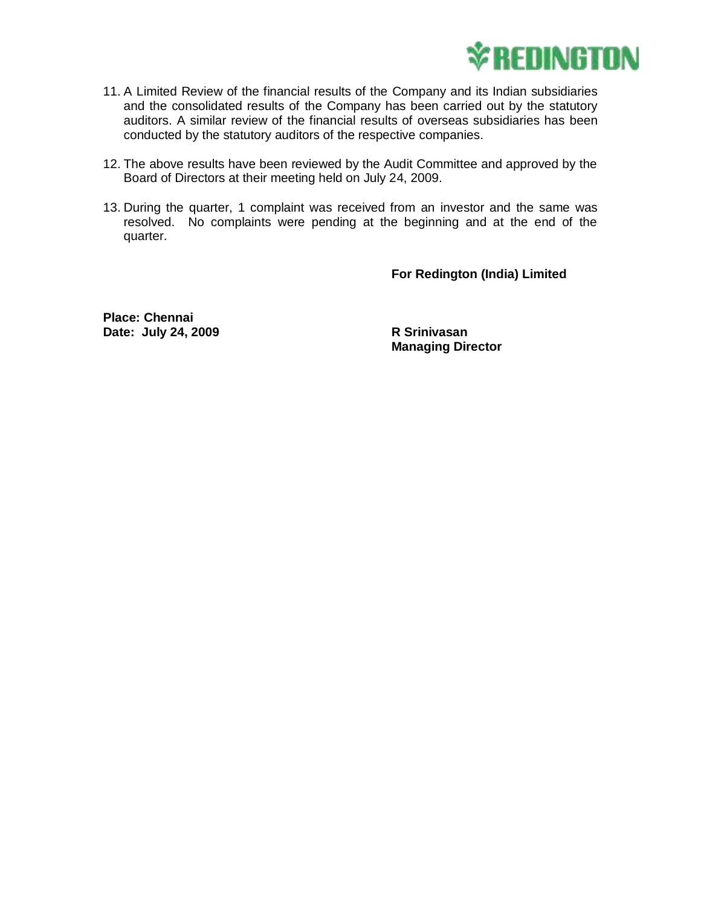11. A Limited Review of the financial results of the Company and its Indian subsidiaries and the consolidated results of the Company has been carried out by the statutory auditors. A similar review of the financial results of overseas subsidiaries has been conducted by the statutory auditors of the respective companies.

12. The above results have been reviewed by the Audit Committee and approved by the Board of Directors at their meeting held on July 24, 2009.

13. During the quarter, 1 complaint was received from an investor and the same was resolved. No complaints were pending at the beginning and at the end of the quarter.

**For Redington (India) Limited**

**Place: Chennai**
**Date: July 24, 2009**

**R Srinivasan**
**Managing Director**